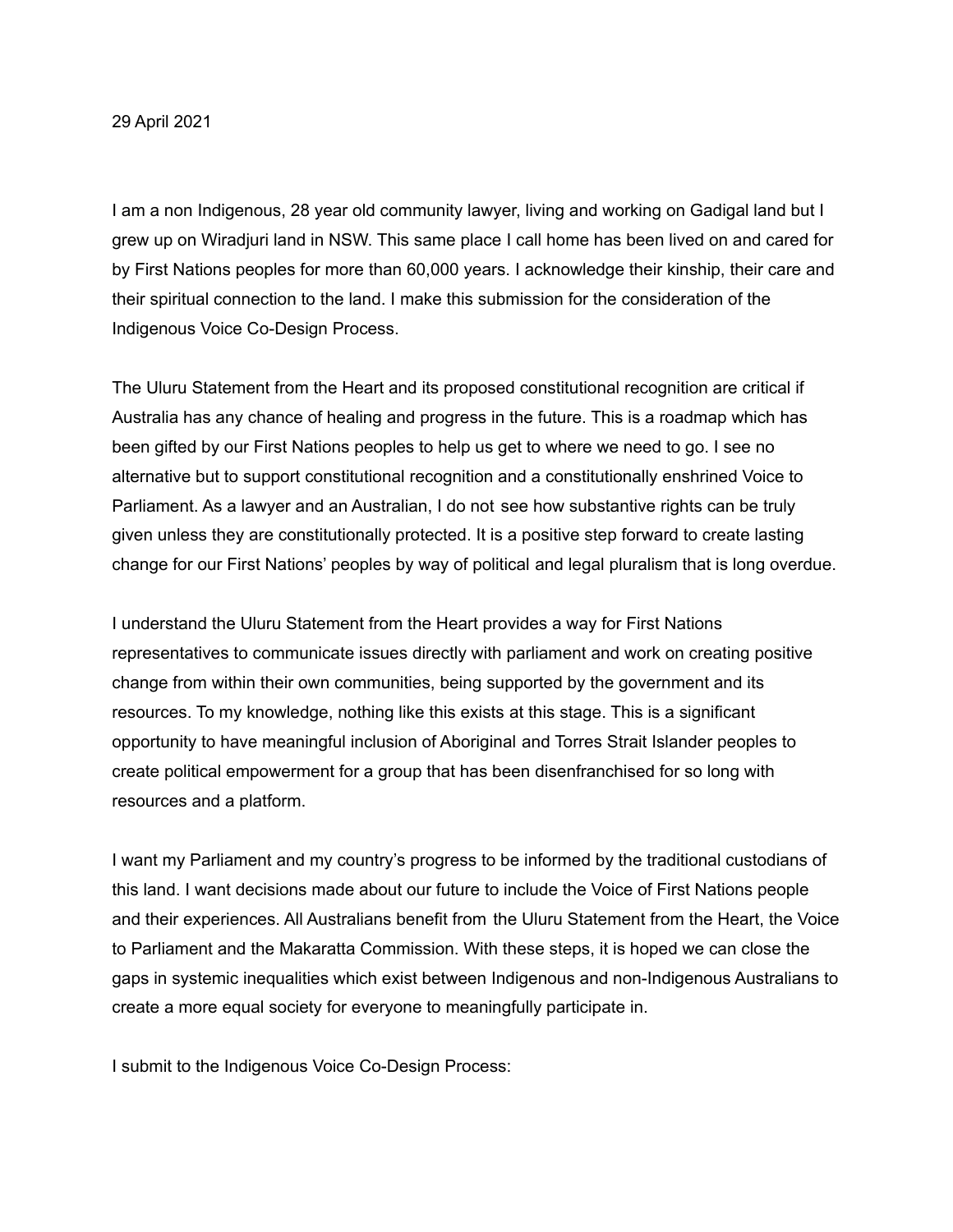29 April 2021

I am a non Indigenous, 28 year old community lawyer, living and working on Gadigal land but I grew up on Wiradjuri land in NSW. This same place I call home has been lived on and cared for by First Nations peoples for more than 60,000 years. I acknowledge their kinship, their care and their spiritual connection to the land. I make this submission for the consideration of the Indigenous Voice Co-Design Process.

The Uluru Statement from the Heart and its proposed constitutional recognition are critical if Australia has any chance of healing and progress in the future. This is a roadmap which has been gifted by our First Nations peoples to help us get to where we need to go. I see no alternative but to support constitutional recognition and a constitutionally enshrined Voice to Parliament. As a lawyer and an Australian, I do not see how substantive rights can be truly given unless they are constitutionally protected. It is a positive step forward to create lasting change for our First Nations' peoples by way of political and legal pluralism that is long overdue.

I understand the Uluru Statement from the Heart provides a way for First Nations representatives to communicate issues directly with parliament and work on creating positive change from within their own communities, being supported by the government and its resources. To my knowledge, nothing like this exists at this stage. This is a significant opportunity to have meaningful inclusion of Aboriginal and Torres Strait Islander peoples to create political empowerment for a group that has been disenfranchised for so long with resources and a platform.

I want my Parliament and my country's progress to be informed by the traditional custodians of this land. I want decisions made about our future to include the Voice of First Nations people and their experiences. All Australians benefit from the Uluru Statement from the Heart, the Voice to Parliament and the Makaratta Commission. With these steps, it is hoped we can close the gaps in systemic inequalities which exist between Indigenous and non-Indigenous Australians to create a more equal society for everyone to meaningfully participate in.

I submit to the Indigenous Voice Co-Design Process: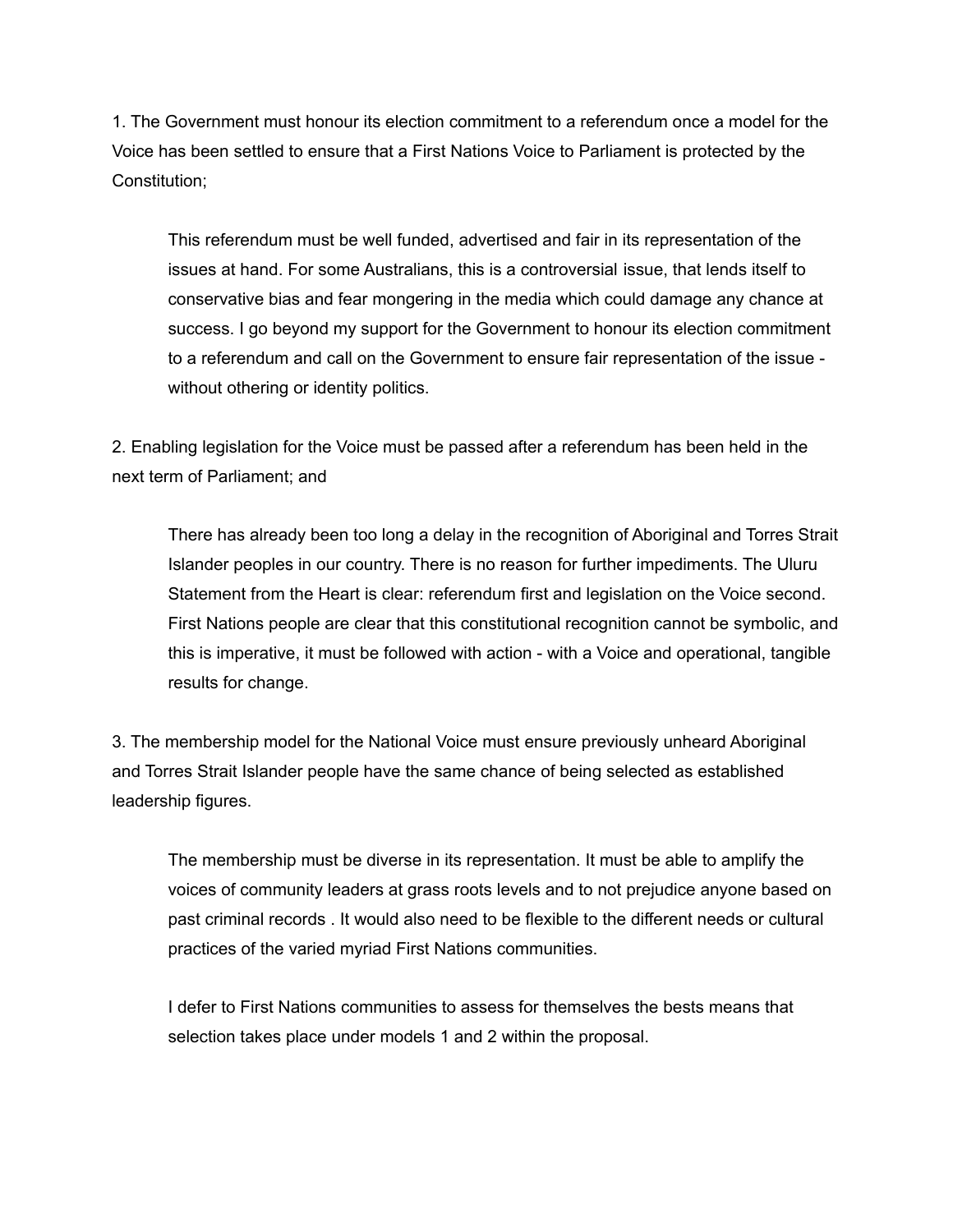1. The Government must honour its election commitment to a referendum once a model for the Voice has been settled to ensure that a First Nations Voice to Parliament is protected by the Constitution;

> This referendum must be well funded, advertised and fair in its representation of the issues at hand. For some Australians, this is a controversial issue, that lends itself to conservative bias and fear mongering in the media which could damage any chance at success. I go beyond my support for the Government to honour its election commitment to a referendum and call on the Government to ensure fair representation of the issue - without othering or identity politics.

2. Enabling legislation for the Voice must be passed after a referendum has been held in the next term of Parliament; and

> There has already been too long a delay in the recognition of Aboriginal and Torres Strait Islander peoples in our country. There is no reason for further impediments. The Uluru Statement from the Heart is clear: referendum first and legislation on the Voice second. First Nations people are clear that this constitutional recognition cannot be symbolic, and this is imperative, it must be followed with action - with a Voice and operational, tangible results for change.

3. The membership model for the National Voice must ensure previously unheard Aboriginal and Torres Strait Islander people have the same chance of being selected as established leadership figures.

> The membership must be diverse in its representation. It must be able to amplify the voices of community leaders at grass roots levels and to not prejudice anyone based on past criminal records . It would also need to be flexible to the different needs or cultural practices of the varied myriad First Nations communities.
>
> I defer to First Nations communities to assess for themselves the bests means that selection takes place under models 1 and 2 within the proposal.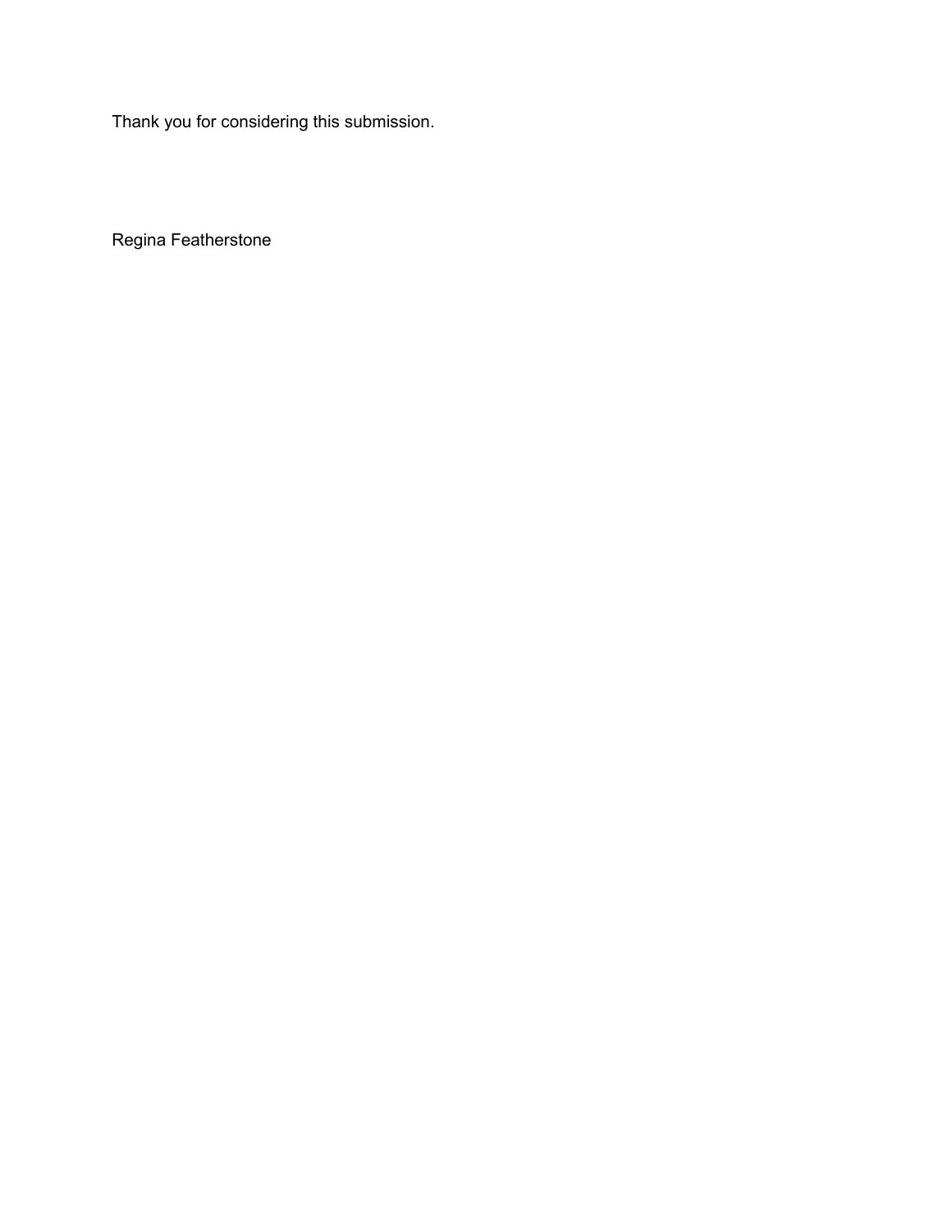Thank you for considering this submission.

Regina Featherstone